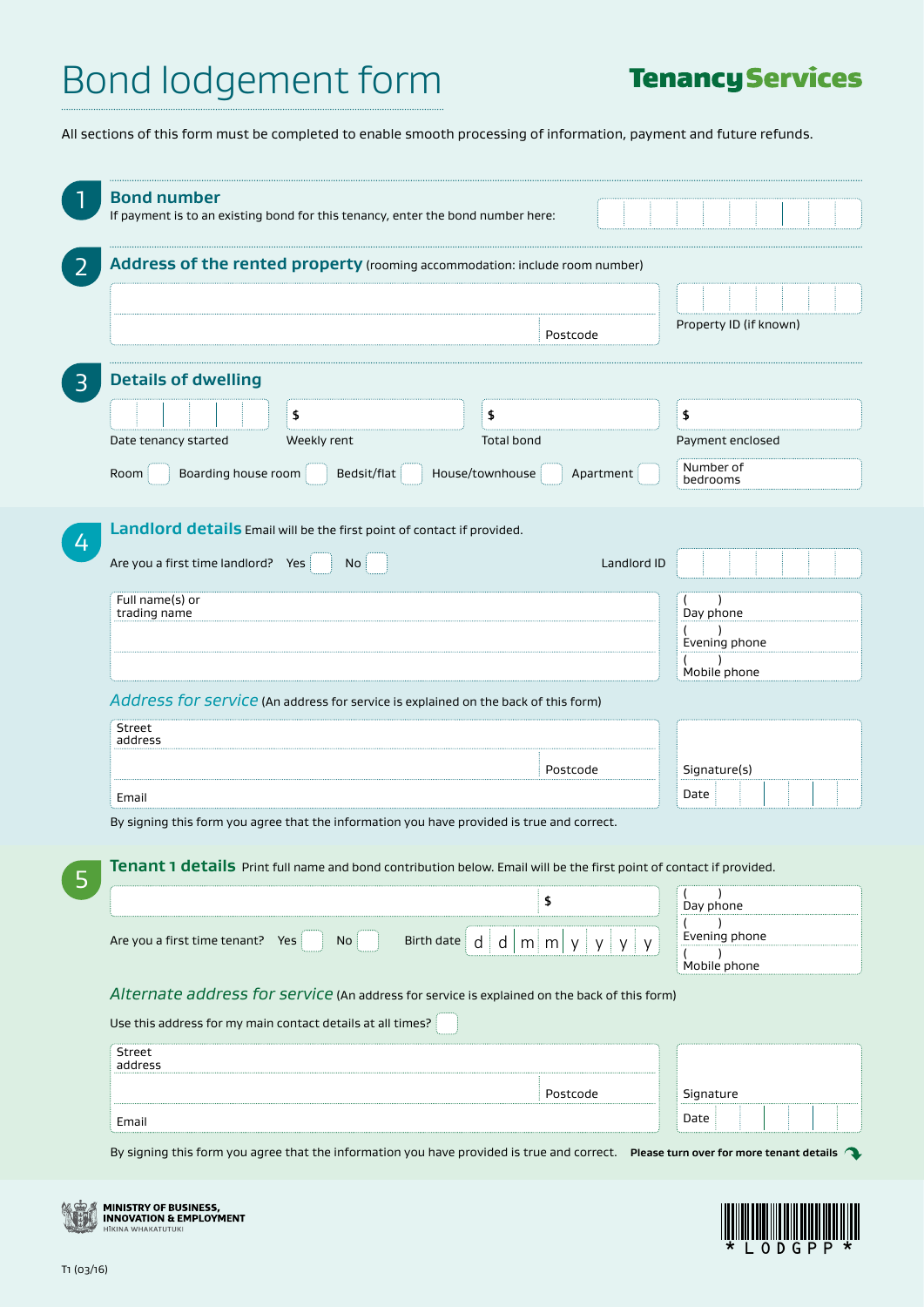# Bond lodgement form

**Tenancy Services**

All sections of this form must be completed to enable smooth processing of information, payment and future refunds.

## 1 Bond number

If payment is to an existing bond for this tenancy, enter the bond number here:

## 2 Address of the rented property (rooming accommodation: include room number)

Postcode

Property ID (if known)

## 3 Details of dwelling

Date tenancy started

$ Weekly rent

$ Total bond

$ Payment enclosed

Room ☐ Boarding house room ☐ Bedsit/flat ☐ House/townhouse ☐ Apartment ☐

Number of bedrooms

## 4 Landlord details

Email will be the first point of contact if provided.

Are you a first time landlord? Yes ☐ No ☐

Landlord ID

Full name(s) or trading name

( ) Day phone

( ) Evening phone

( ) Mobile phone

*Address for service* (An address for service is explained on the back of this form)

Street address

Postcode

Email

Signature(s)

Date

By signing this form you agree that the information you have provided is true and correct.

## 5 Tenant 1 details

Print full name and bond contribution below. Email will be the first point of contact if provided.

$

( ) Day phone

( ) Evening phone

( ) Mobile phone

Are you a first time tenant? Yes ☐ No ☐

Birth date d d m m y y y y

*Alternate address for service* (An address for service is explained on the back of this form)

Use this address for my main contact details at all times? ☐

Street address

Postcode

Email

Signature

Date

By signing this form you agree that the information you have provided is true and correct.

**Please turn over for more tenant details**

MINISTRY OF BUSINESS, INNOVATION & EMPLOYMENT
HĪKINA WHAKATUTUKI

\* L O D G P P \*

T1 (03/16)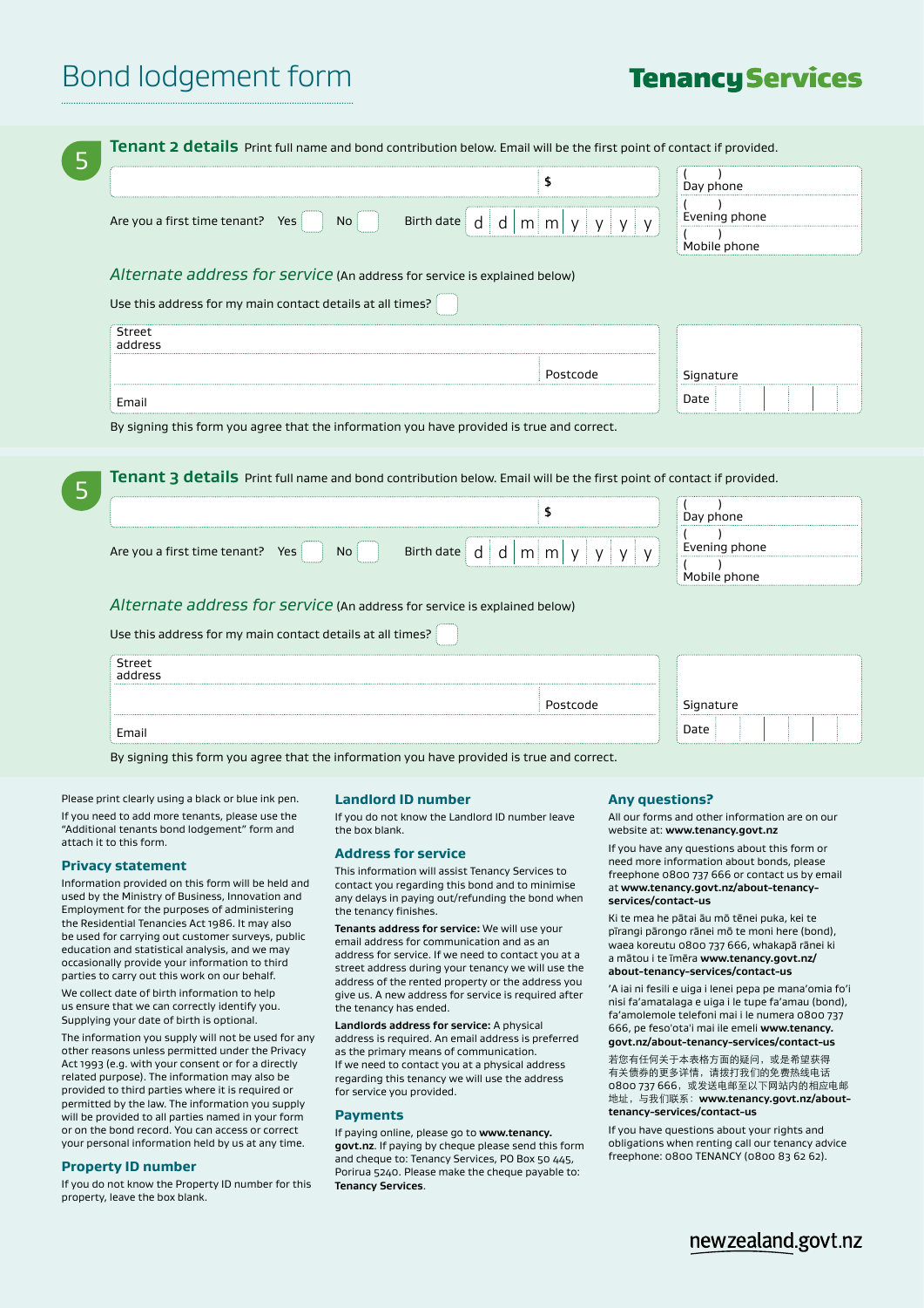# Bond lodgement form

**Tenancy Services**

## 5 Tenant 2 details

Print full name and bond contribution below. Email will be the first point of contact if provided.

$

( ) Day phone

( ) Evening phone

( ) Mobile phone

Are you a first time tenant? Yes No Birth date d d m m y y y y

### *Alternate address for service* (An address for service is explained below)

Use this address for my main contact details at all times?

Street address

Postcode

Email

Signature

Date

By signing this form you agree that the information you have provided is true and correct.

## 5 Tenant 3 details

Print full name and bond contribution below. Email will be the first point of contact if provided.

$

( ) Day phone

( ) Evening phone

( ) Mobile phone

Are you a first time tenant? Yes No Birth date d d m m y y y y

### *Alternate address for service* (An address for service is explained below)

Use this address for my main contact details at all times?

Street address

Postcode

Email

Signature

Date

By signing this form you agree that the information you have provided is true and correct.

Please print clearly using a black or blue ink pen.

If you need to add more tenants, please use the "Additional tenants bond lodgement" form and attach it to this form.

### Privacy statement

Information provided on this form will be held and used by the Ministry of Business, Innovation and Employment for the purposes of administering the Residential Tenancies Act 1986. It may also be used for carrying out customer surveys, public education and statistical analysis, and we may occasionally provide your information to third parties to carry out this work on our behalf.

We collect date of birth information to help us ensure that we can correctly identify you. Supplying your date of birth is optional.

The information you supply will not be used for any other reasons unless permitted under the Privacy Act 1993 (e.g. with your consent or for a directly related purpose). The information may also be provided to third parties where it is required or permitted by the law. The information you supply will be provided to all parties named in your form or on the bond record. You can access or correct your personal information held by us at any time.

### Property ID number

If you do not know the Property ID number for this property, leave the box blank.

### Landlord ID number

If you do not know the Landlord ID number leave the box blank.

### Address for service

This information will assist Tenancy Services to contact you regarding this bond and to minimise any delays in paying out/refunding the bond when the tenancy finishes.

**Tenants address for service:** We will use your email address for communication and as an address for service. If we need to contact you at a street address during your tenancy we will use the address of the rented property or the address you give us. A new address for service is required after the tenancy has ended.

**Landlords address for service:** A physical address is required. An email address is preferred as the primary means of communication. If we need to contact you at a physical address regarding this tenancy we will use the address for service you provided.

### Payments

If paying online, please go to **www.tenancy.govt.nz**. If paying by cheque please send this form and cheque to: Tenancy Services, PO Box 50 445, Porirua 5240. Please make the cheque payable to: **Tenancy Services**.

### Any questions?

All our forms and other information are on our website at: **www.tenancy.govt.nz**

If you have any questions about this form or need more information about bonds, please freephone 0800 737 666 or contact us by email at **www.tenancy.govt.nz/about-tenancy-services/contact-us**

Ki te mea he pātai āu mō tēnei puka, kei te pīrangi pārongo rānei mō te moni here (bond), waea koreutu 0800 737 666, whakapā rānei ki a mātou i te īmēra **www.tenancy.govt.nz/about-tenancy-services/contact-us**

'A iai ni fesili e uiga i lenei pepa pe mana'omia fo'i nisi fa'amatalaga e uiga i le tupe fa'amau (bond), fa'amolemole telefoni mai i le numera 0800 737 666, pe feso'ota'i mai ile emeli **www.tenancy.govt.nz/about-tenancy-services/contact-us**

若您有任何关于本表格方面的疑问，或是希望获得有关债券的更多详情，请拨打我们的免费热线电话 0800 737 666，或发送电邮至以下网站内的相应电邮地址，与我们联系：**www.tenancy.govt.nz/about-tenancy-services/contact-us**

If you have questions about your rights and obligations when renting call our tenancy advice freephone: 0800 TENANCY (0800 83 62 62).

newzealand.govt.nz